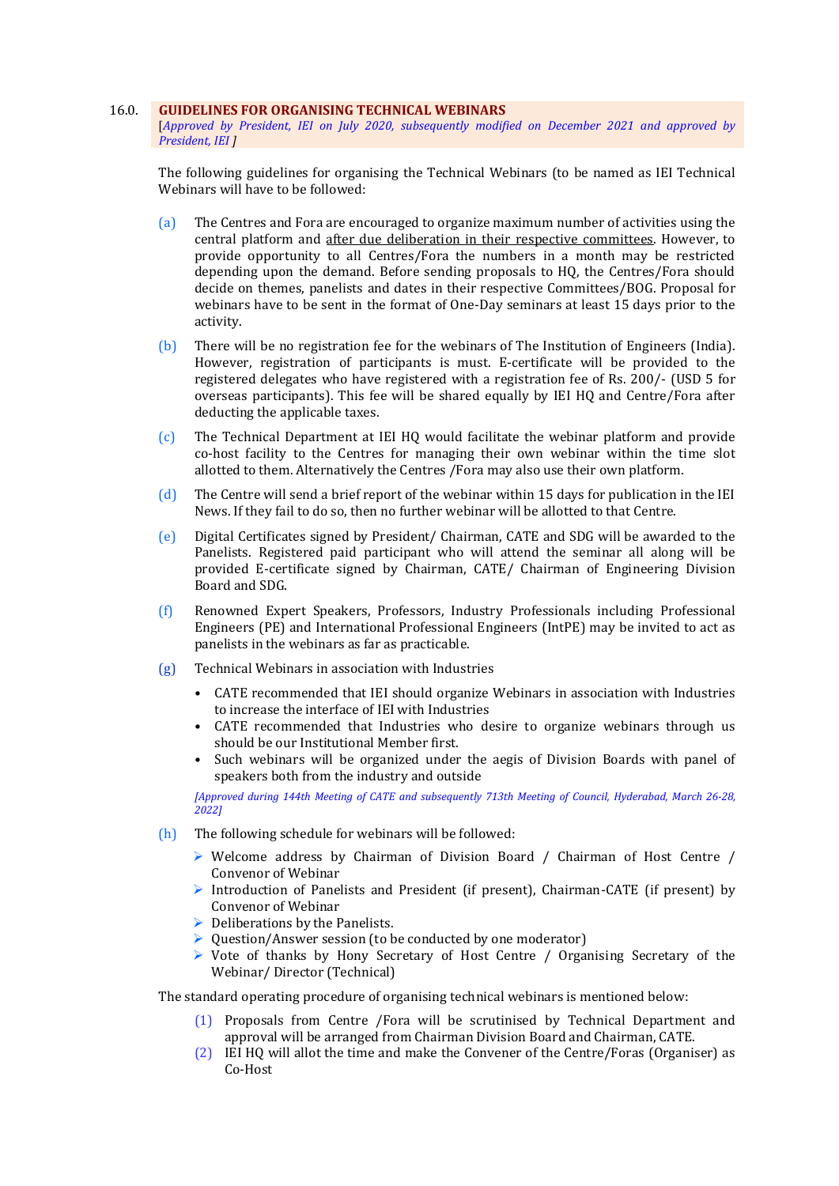## 16.0. GUIDELINES FOR ORGANISING TECHNICAL WEBINARS

*[Approved by President, IEI on July 2020, subsequently modified on December 2021 and approved by President, IEI ]*

The following guidelines for organising the Technical Webinars (to be named as IEI Technical Webinars will have to be followed:

(a) The Centres and Fora are encouraged to organize maximum number of activities using the central platform and <u>after due deliberation in their respective committees</u>. However, to provide opportunity to all Centres/Fora the numbers in a month may be restricted depending upon the demand. Before sending proposals to HQ, the Centres/Fora should decide on themes, panelists and dates in their respective Committees/BOG. Proposal for webinars have to be sent in the format of One-Day seminars at least 15 days prior to the activity.

(b) There will be no registration fee for the webinars of The Institution of Engineers (India). However, registration of participants is must. E-certificate will be provided to the registered delegates who have registered with a registration fee of Rs. 200/- (USD 5 for overseas participants). This fee will be shared equally by IEI HQ and Centre/Fora after deducting the applicable taxes.

(c) The Technical Department at IEI HQ would facilitate the webinar platform and provide co-host facility to the Centres for managing their own webinar within the time slot allotted to them. Alternatively the Centres /Fora may also use their own platform.

(d) The Centre will send a brief report of the webinar within 15 days for publication in the IEI News. If they fail to do so, then no further webinar will be allotted to that Centre.

(e) Digital Certificates signed by President/ Chairman, CATE and SDG will be awarded to the Panelists. Registered paid participant who will attend the seminar all along will be provided E-certificate signed by Chairman, CATE/ Chairman of Engineering Division Board and SDG.

(f) Renowned Expert Speakers, Professors, Industry Professionals including Professional Engineers (PE) and International Professional Engineers (IntPE) may be invited to act as panelists in the webinars as far as practicable.

(g) Technical Webinars in association with Industries

- CATE recommended that IEI should organize Webinars in association with Industries to increase the interface of IEI with Industries
- CATE recommended that Industries who desire to organize webinars through us should be our Institutional Member first.
- Such webinars will be organized under the aegis of Division Boards with panel of speakers both from the industry and outside

*[Approved during 144th Meeting of CATE and subsequently 713th Meeting of Council, Hyderabad, March 26-28, 2022]*

(h) The following schedule for webinars will be followed:

- Welcome address by Chairman of Division Board / Chairman of Host Centre / Convenor of Webinar
- Introduction of Panelists and President (if present), Chairman-CATE (if present) by Convenor of Webinar
- Deliberations by the Panelists.
- Question/Answer session (to be conducted by one moderator)
- Vote of thanks by Hony Secretary of Host Centre / Organising Secretary of the Webinar/ Director (Technical)

The standard operating procedure of organising technical webinars is mentioned below:

(1) Proposals from Centre /Fora will be scrutinised by Technical Department and approval will be arranged from Chairman Division Board and Chairman, CATE.

(2) IEI HQ will allot the time and make the Convener of the Centre/Foras (Organiser) as Co-Host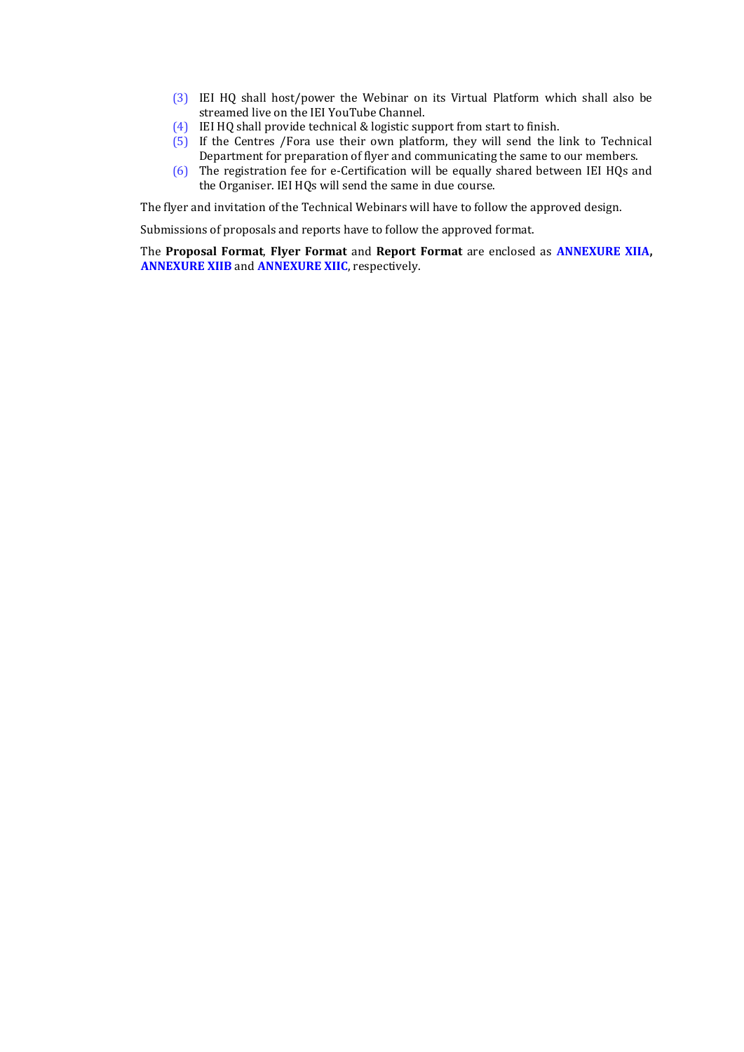(3) IEI HQ shall host/power the Webinar on its Virtual Platform which shall also be streamed live on the IEI YouTube Channel.
(4) IEI HQ shall provide technical & logistic support from start to finish.
(5) If the Centres /Fora use their own platform, they will send the link to Technical Department for preparation of flyer and communicating the same to our members.
(6) The registration fee for e-Certification will be equally shared between IEI HQs and the Organiser. IEI HQs will send the same in due course.

The flyer and invitation of the Technical Webinars will have to follow the approved design.

Submissions of proposals and reports have to follow the approved format.

The **Proposal Format**, **Flyer Format** and **Report Format** are enclosed as **ANNEXURE XIIA, ANNEXURE XIIB** and **ANNEXURE XIIC**, respectively.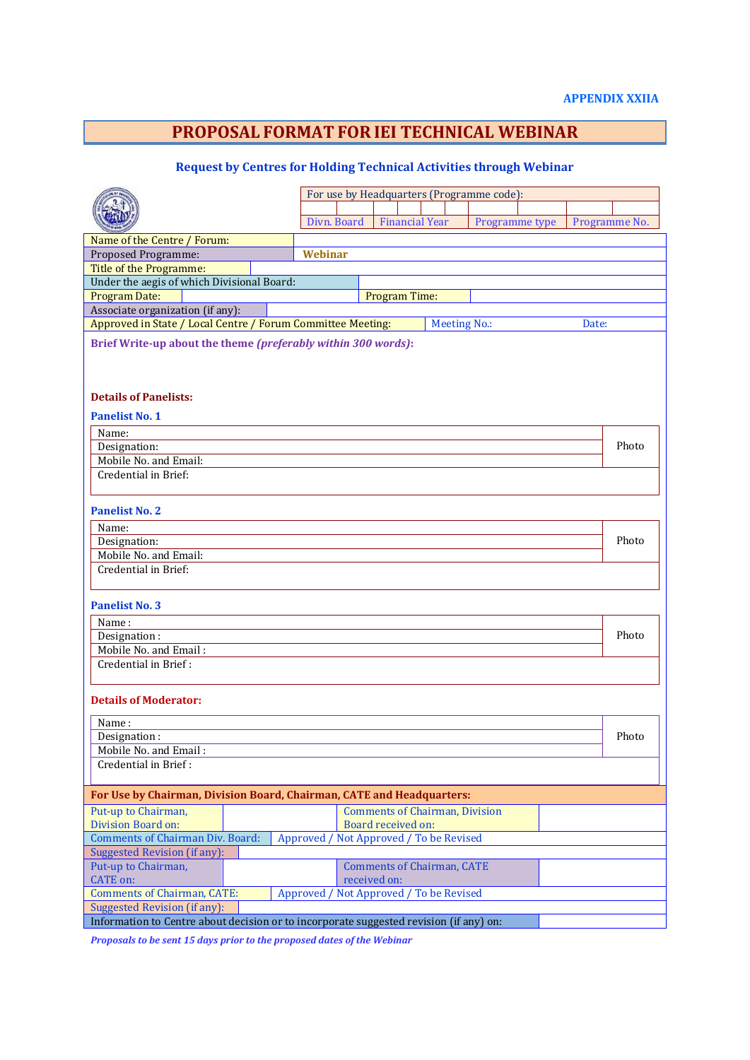APPENDIX XXIIA

# PROPOSAL FORMAT FOR IEI TECHNICAL WEBINAR

## Request by Centres for Holding Technical Activities through Webinar

| For use by Headquarters (Programme code): | | | |
|---|---|---|---|
| | | | |
| Divn. Board | Financial Year | Programme type | Programme No. |

| | |
|---|---|
| Name of the Centre / Forum: | |
| Proposed Programme: | **Webinar** |
| Title of the Programme: | |
| Under the aegis of which Divisional Board: | |
| Program Date: | Program Time: |
| Associate organization (if any): | |
| Approved in State / Local Centre / Forum Committee Meeting: | Meeting No.: Date: |

**Brief Write-up about the theme *(preferably within 300 words)*:**

**Details of Panelists:**

**Panelist No. 1**

| | |
|---|---|
| Name: | Photo |
| Designation: | |
| Mobile No. and Email: | |
| Credential in Brief: | |

**Panelist No. 2**

| | |
|---|---|
| Name: | Photo |
| Designation: | |
| Mobile No. and Email: | |
| Credential in Brief: | |

**Panelist No. 3**

| | |
|---|---|
| Name : | Photo |
| Designation : | |
| Mobile No. and Email : | |
| Credential in Brief : | |

**Details of Moderator:**

| | |
|---|---|
| Name : | Photo |
| Designation : | |
| Mobile No. and Email : | |
| Credential in Brief : | |

**For Use by Chairman, Division Board, Chairman, CATE and Headquarters:**

| | | | |
|---|---|---|---|
| Put-up to Chairman, Division Board on: | | Comments of Chairman, Division Board received on: | |
| Comments of Chairman Div. Board: | Approved / Not Approved / To be Revised | | |
| Suggested Revision (if any): | | | |
| Put-up to Chairman, CATE on: | | Comments of Chairman, CATE received on: | |
| Comments of Chairman, CATE: | Approved / Not Approved / To be Revised | | |
| Suggested Revision (if any): | | | |
| Information to Centre about decision or to incorporate suggested revision (if any) on: | | | |

*Proposals to be sent 15 days prior to the proposed dates of the Webinar*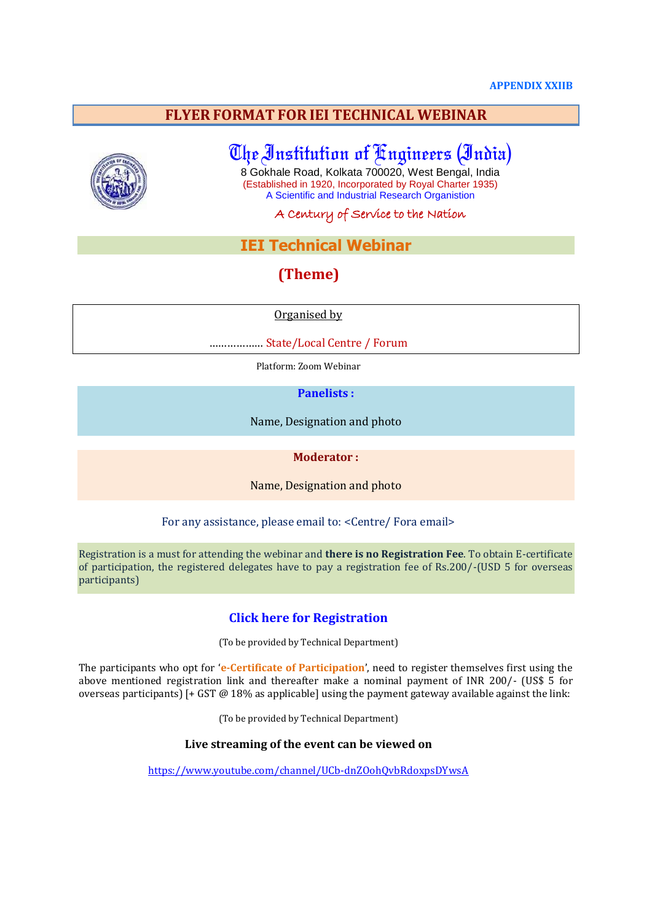**APPENDIX XXIIB**

# FLYER FORMAT FOR IEI TECHNICAL WEBINAR

## The Institution of Engineers (India)

8 Gokhale Road, Kolkata 700020, West Bengal, India

(Established in 1920, Incorporated by Royal Charter 1935)

A Scientific and Industrial Research Organistion

*A Century of Service to the Nation*

## IEI Technical Webinar

## (Theme)

Organised by

……………… State/Local Centre / Forum

Platform: Zoom Webinar

**Panelists :**

Name, Designation and photo

**Moderator :**

Name, Designation and photo

For any assistance, please email to: <Centre/ Fora email>

Registration is a must for attending the webinar and **there is no Registration Fee**. To obtain E-certificate of participation, the registered delegates have to pay a registration fee of Rs.200/-(USD 5 for overseas participants)

### Click here for Registration

(To be provided by Technical Department)

The participants who opt for '**e-Certificate of Participation**', need to register themselves first using the above mentioned registration link and thereafter make a nominal payment of INR 200/- (US$ 5 for overseas participants) [+ GST @ 18% as applicable] using the payment gateway available against the link:

(To be provided by Technical Department)

**Live streaming of the event can be viewed on**

https://www.youtube.com/channel/UCb-dnZOohQvbRdoxpsDYwsA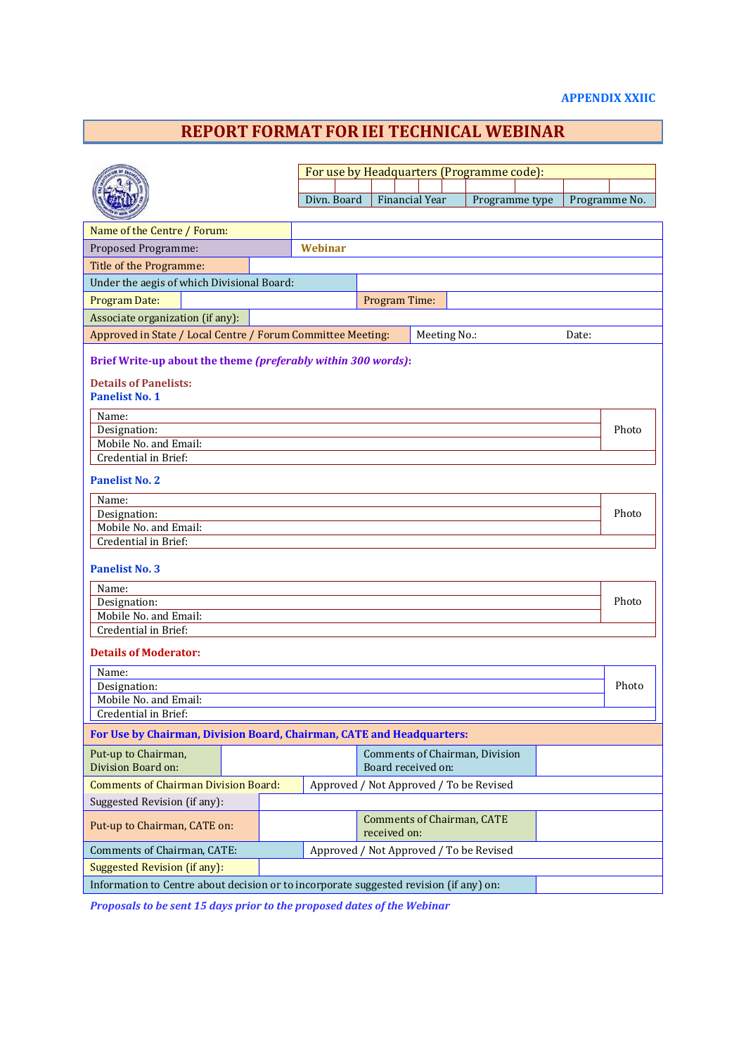APPENDIX XXIIC

# REPORT FORMAT FOR IEI TECHNICAL WEBINAR

| For use by Headquarters (Programme code): | | | |
|---|---|---|---|
| | | | |
| Divn. Board | Financial Year | Programme type | Programme No. |

| | |
|---|---|
| Name of the Centre / Forum: | |
| Proposed Programme: | Webinar |
| Title of the Programme: | |
| Under the aegis of which Divisional Board: | |
| Program Date: | Program Time: |
| Associate organization (if any): | |
| Approved in State / Local Centre / Forum Committee Meeting: | Meeting No.: Date: |

**Brief Write-up about the theme *(preferably within 300 words)*:**

**Details of Panelists:**

**Panelist No. 1**

| | |
|---|---|
| Name: | Photo |
| Designation: | |
| Mobile No. and Email: | |
| Credential in Brief: | |

**Panelist No. 2**

| | |
|---|---|
| Name: | Photo |
| Designation: | |
| Mobile No. and Email: | |
| Credential in Brief: | |

**Panelist No. 3**

| | |
|---|---|
| Name: | Photo |
| Designation: | |
| Mobile No. and Email: | |
| Credential in Brief: | |

**Details of Moderator:**

| | |
|---|---|
| Name: | Photo |
| Designation: | |
| Mobile No. and Email: | |
| Credential in Brief: | |

**For Use by Chairman, Division Board, Chairman, CATE and Headquarters:**

| | | | |
|---|---|---|---|
| Put-up to Chairman, Division Board on: | | Comments of Chairman, Division Board received on: | |
| Comments of Chairman Division Board: | Approved / Not Approved / To be Revised | | |
| Suggested Revision (if any): | | | |
| Put-up to Chairman, CATE on: | | Comments of Chairman, CATE received on: | |
| Comments of Chairman, CATE: | Approved / Not Approved / To be Revised | | |
| Suggested Revision (if any): | | | |
| Information to Centre about decision or to incorporate suggested revision (if any) on: | | | |

***Proposals to be sent 15 days prior to the proposed dates of the Webinar***